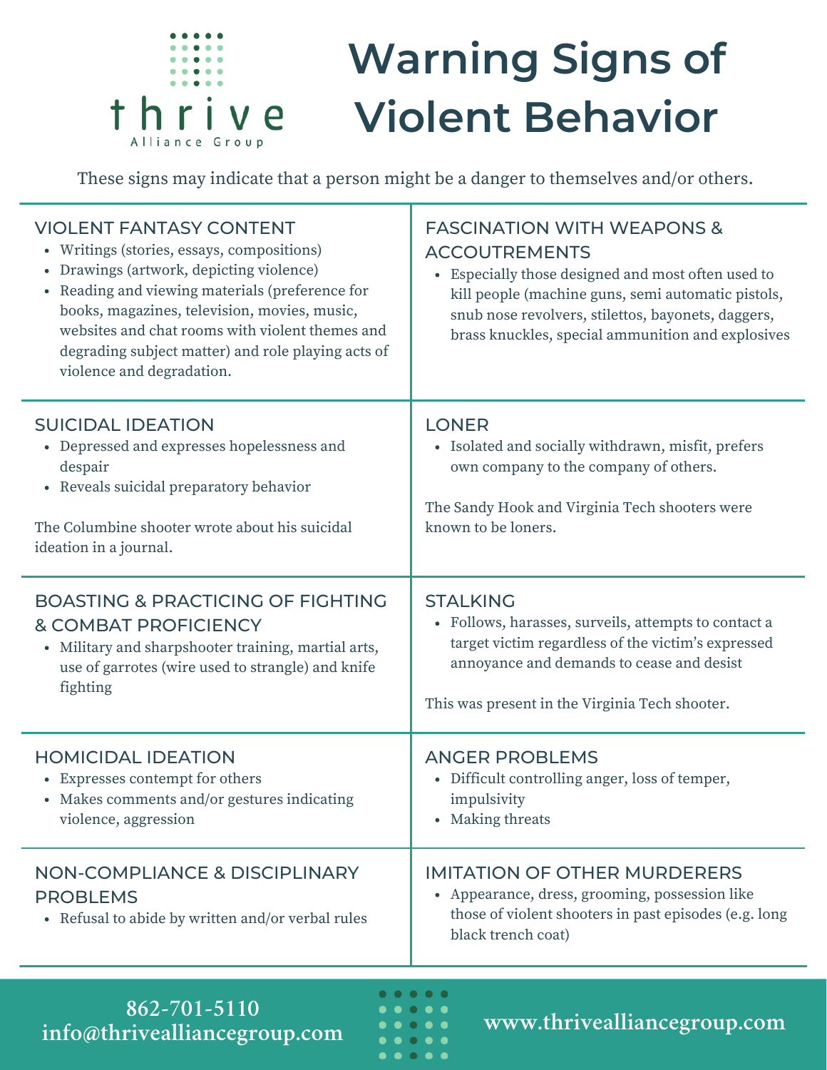thrive
Alliance Group

# Warning Signs of Violent Behavior

These signs may indicate that a person might be a danger to themselves and/or others.

## VIOLENT FANTASY CONTENT

- Writings (stories, essays, compositions)
- Drawings (artwork, depicting violence)
- Reading and viewing materials (preference for books, magazines, television, movies, music, websites and chat rooms with violent themes and degrading subject matter) and role playing acts of violence and degradation.

## FASCINATION WITH WEAPONS & ACCOUTREMENTS

- Especially those designed and most often used to kill people (machine guns, semi automatic pistols, snub nose revolvers, stilettos, bayonets, daggers, brass knuckles, special ammunition and explosives

## SUICIDAL IDEATION

- Depressed and expresses hopelessness and despair
- Reveals suicidal preparatory behavior

The Columbine shooter wrote about his suicidal ideation in a journal.

## LONER

- Isolated and socially withdrawn, misfit, prefers own company to the company of others.

The Sandy Hook and Virginia Tech shooters were known to be loners.

## BOASTING & PRACTICING OF FIGHTING & COMBAT PROFICIENCY

- Military and sharpshooter training, martial arts, use of garrotes (wire used to strangle) and knife fighting

## STALKING

- Follows, harasses, surveils, attempts to contact a target victim regardless of the victim's expressed annoyance and demands to cease and desist

This was present in the Virginia Tech shooter.

## HOMICIDAL IDEATION

- Expresses contempt for others
- Makes comments and/or gestures indicating violence, aggression

## ANGER PROBLEMS

- Difficult controlling anger, loss of temper, impulsivity
- Making threats

## NON-COMPLIANCE & DISCIPLINARY PROBLEMS

- Refusal to abide by written and/or verbal rules

## IMITATION OF OTHER MURDERERS

- Appearance, dress, grooming, possession like those of violent shooters in past episodes (e.g. long black trench coat)

862-701-5110
info@thrivealliancegroup.com

www.thrivealliancegroup.com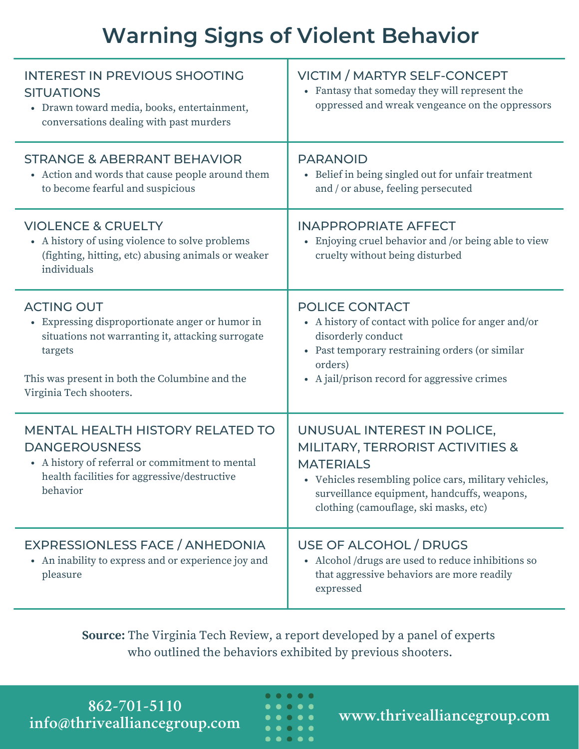# Warning Signs of Violent Behavior

## INTEREST IN PREVIOUS SHOOTING SITUATIONS

- Drawn toward media, books, entertainment, conversations dealing with past murders

## VICTIM / MARTYR SELF-CONCEPT

- Fantasy that someday they will represent the oppressed and wreak vengeance on the oppressors

## STRANGE & ABERRANT BEHAVIOR

- Action and words that cause people around them to become fearful and suspicious

## PARANOID

- Belief in being singled out for unfair treatment and / or abuse, feeling persecuted

## VIOLENCE & CRUELTY

- A history of using violence to solve problems (fighting, hitting, etc) abusing animals or weaker individuals

## INAPPROPRIATE AFFECT

- Enjoying cruel behavior and /or being able to view cruelty without being disturbed

## ACTING OUT

- Expressing disproportionate anger or humor in situations not warranting it, attacking surrogate targets

This was present in both the Columbine and the Virginia Tech shooters.

## POLICE CONTACT

- A history of contact with police for anger and/or disorderly conduct
- Past temporary restraining orders (or similar orders)
- A jail/prison record for aggressive crimes

## MENTAL HEALTH HISTORY RELATED TO DANGEROUSNESS

- A history of referral or commitment to mental health facilities for aggressive/destructive behavior

## UNUSUAL INTEREST IN POLICE, MILITARY, TERRORIST ACTIVITIES & MATERIALS

- Vehicles resembling police cars, military vehicles, surveillance equipment, handcuffs, weapons, clothing (camouflage, ski masks, etc)

## EXPRESSIONLESS FACE / ANHEDONIA

- An inability to express and or experience joy and pleasure

## USE OF ALCOHOL / DRUGS

- Alcohol /drugs are used to reduce inhibitions so that aggressive behaviors are more readily expressed

**Source:** The Virginia Tech Review, a report developed by a panel of experts who outlined the behaviors exhibited by previous shooters.

862-701-5110
info@thrivealliancegroup.com

www.thrivealliancegroup.com